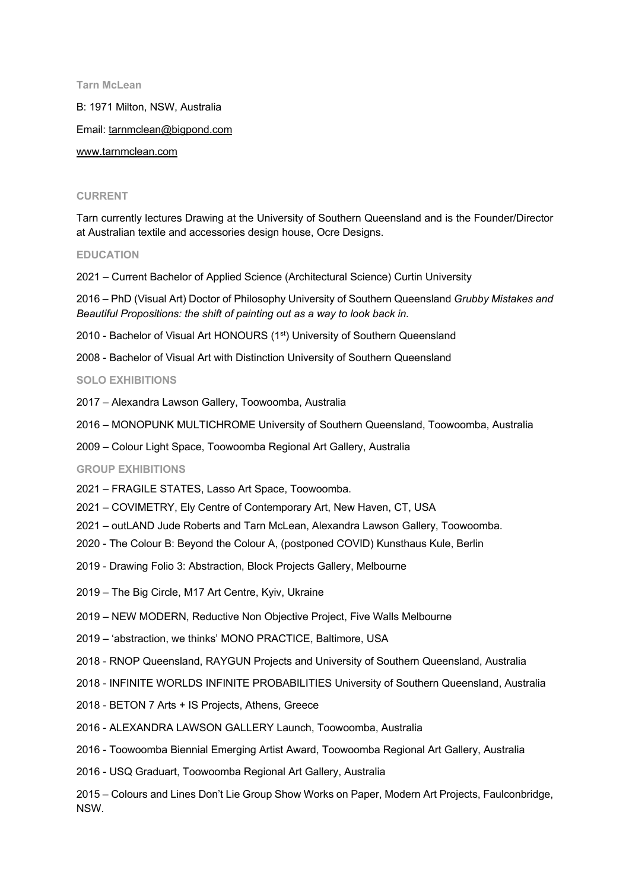**Tarn McLean**

B: 1971 Milton, NSW, Australia

Email: tarnmclean@bigpond.com

www.tarnmclean.com

## CURRENT

Tarn currently lectures Drawing at the University of Southern Queensland and is the Founder/Director at Australian textile and accessories design house, Ocre Designs.

## EDUCATION

2021 – Current Bachelor of Applied Science (Architectural Science) Curtin University

2016 – PhD (Visual Art) Doctor of Philosophy University of Southern Queensland *Grubby Mistakes and Beautiful Propositions: the shift of painting out as a way to look back in.*

2010 - Bachelor of Visual Art HONOURS (1st) University of Southern Queensland

2008 - Bachelor of Visual Art with Distinction University of Southern Queensland

## SOLO EXHIBITIONS

2017 – Alexandra Lawson Gallery, Toowoomba, Australia

2016 – MONOPUNK MULTICHROME University of Southern Queensland, Toowoomba, Australia

2009 – Colour Light Space, Toowoomba Regional Art Gallery, Australia

## GROUP EXHIBITIONS

2021 – FRAGILE STATES, Lasso Art Space, Toowoomba.

2021 – COVIMETRY, Ely Centre of Contemporary Art, New Haven, CT, USA

2021 – outLAND Jude Roberts and Tarn McLean, Alexandra Lawson Gallery, Toowoomba.

2020 - The Colour B: Beyond the Colour A, (postponed COVID) Kunsthaus Kule, Berlin

2019 - Drawing Folio 3: Abstraction, Block Projects Gallery, Melbourne

2019 – The Big Circle, M17 Art Centre, Kyiv, Ukraine

2019 – NEW MODERN, Reductive Non Objective Project, Five Walls Melbourne

2019 – 'abstraction, we thinks' MONO PRACTICE, Baltimore, USA

2018 - RNOP Queensland, RAYGUN Projects and University of Southern Queensland, Australia

2018 - INFINITE WORLDS INFINITE PROBABILITIES University of Southern Queensland, Australia

2018 - BETON 7 Arts + IS Projects, Athens, Greece

2016 - ALEXANDRA LAWSON GALLERY Launch, Toowoomba, Australia

2016 - Toowoomba Biennial Emerging Artist Award, Toowoomba Regional Art Gallery, Australia

2016 - USQ Graduart, Toowoomba Regional Art Gallery, Australia

2015 – Colours and Lines Don't Lie Group Show Works on Paper, Modern Art Projects, Faulconbridge, NSW.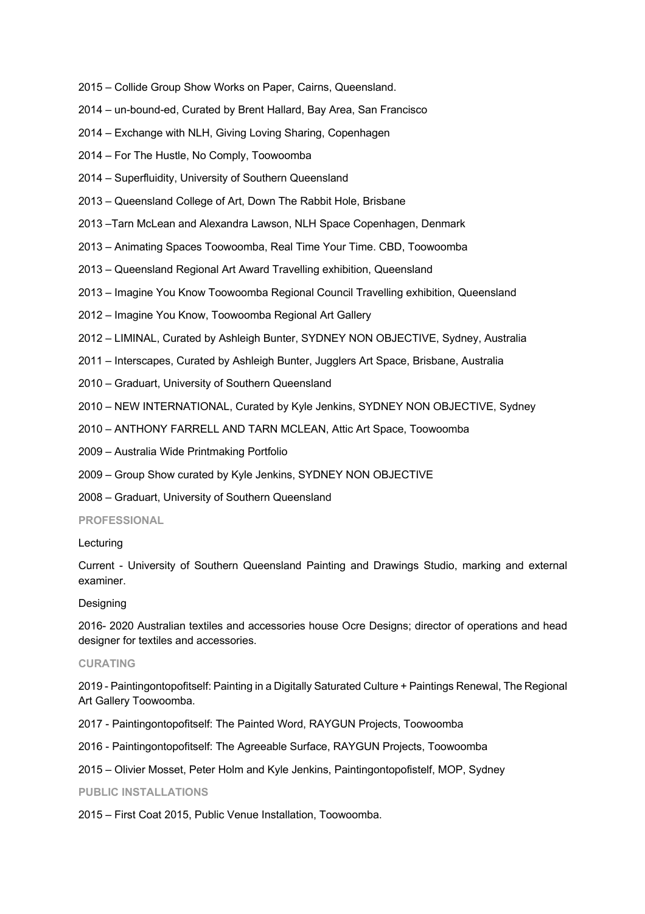2015 – Collide Group Show Works on Paper, Cairns, Queensland.

2014 – un-bound-ed, Curated by Brent Hallard, Bay Area, San Francisco

2014 – Exchange with NLH, Giving Loving Sharing, Copenhagen

2014 – For The Hustle, No Comply, Toowoomba

2014 – Superfluidity, University of Southern Queensland

2013 – Queensland College of Art, Down The Rabbit Hole, Brisbane

2013 –Tarn McLean and Alexandra Lawson, NLH Space Copenhagen, Denmark

2013 – Animating Spaces Toowoomba, Real Time Your Time. CBD, Toowoomba

2013 – Queensland Regional Art Award Travelling exhibition, Queensland

2013 – Imagine You Know Toowoomba Regional Council Travelling exhibition, Queensland

2012 – Imagine You Know, Toowoomba Regional Art Gallery

2012 – LIMINAL, Curated by Ashleigh Bunter, SYDNEY NON OBJECTIVE, Sydney, Australia

2011 – Interscapes, Curated by Ashleigh Bunter, Jugglers Art Space, Brisbane, Australia

2010 – Graduart, University of Southern Queensland

2010 – NEW INTERNATIONAL, Curated by Kyle Jenkins, SYDNEY NON OBJECTIVE, Sydney

2010 – ANTHONY FARRELL AND TARN MCLEAN, Attic Art Space, Toowoomba

2009 – Australia Wide Printmaking Portfolio

2009 – Group Show curated by Kyle Jenkins, SYDNEY NON OBJECTIVE

2008 – Graduart, University of Southern Queensland

## PROFESSIONAL

Lecturing

Current - University of Southern Queensland Painting and Drawings Studio, marking and external examiner.

Designing

2016- 2020 Australian textiles and accessories house Ocre Designs; director of operations and head designer for textiles and accessories.

## CURATING

2019 - Paintingontopofitself: Painting in a Digitally Saturated Culture + Paintings Renewal, The Regional Art Gallery Toowoomba.

2017 - Paintingontopofitself: The Painted Word, RAYGUN Projects, Toowoomba

2016 - Paintingontopofitself: The Agreeable Surface, RAYGUN Projects, Toowoomba

2015 – Olivier Mosset, Peter Holm and Kyle Jenkins, Paintingontopofistelf, MOP, Sydney

## PUBLIC INSTALLATIONS

2015 – First Coat 2015, Public Venue Installation, Toowoomba.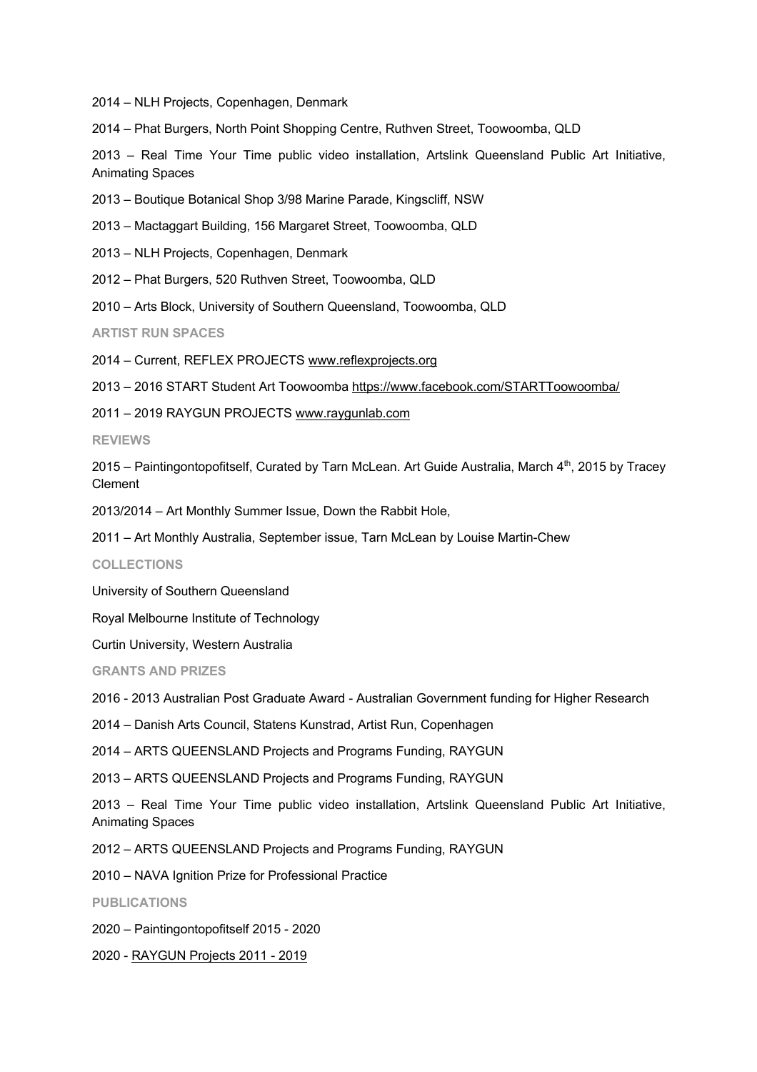2014 – NLH Projects, Copenhagen, Denmark

2014 – Phat Burgers, North Point Shopping Centre, Ruthven Street, Toowoomba, QLD

2013 – Real Time Your Time public video installation, Artslink Queensland Public Art Initiative, Animating Spaces

2013 – Boutique Botanical Shop 3/98 Marine Parade, Kingscliff, NSW

2013 – Mactaggart Building, 156 Margaret Street, Toowoomba, QLD

2013 – NLH Projects, Copenhagen, Denmark

2012 – Phat Burgers, 520 Ruthven Street, Toowoomba, QLD

2010 – Arts Block, University of Southern Queensland, Toowoomba, QLD

### ARTIST RUN SPACES

2014 – Current, REFLEX PROJECTS www.reflexprojects.org

2013 – 2016 START Student Art Toowoomba https://www.facebook.com/STARTToowoomba/

2011 – 2019 RAYGUN PROJECTS www.raygunlab.com

### REVIEWS

2015 – Paintingontopofitself, Curated by Tarn McLean. Art Guide Australia, March 4th, 2015 by Tracey Clement

2013/2014 – Art Monthly Summer Issue, Down the Rabbit Hole,

2011 – Art Monthly Australia, September issue, Tarn McLean by Louise Martin-Chew

### COLLECTIONS

University of Southern Queensland

Royal Melbourne Institute of Technology

Curtin University, Western Australia

### GRANTS AND PRIZES

2016 - 2013 Australian Post Graduate Award - Australian Government funding for Higher Research

2014 – Danish Arts Council, Statens Kunstrad, Artist Run, Copenhagen

2014 – ARTS QUEENSLAND Projects and Programs Funding, RAYGUN

2013 – ARTS QUEENSLAND Projects and Programs Funding, RAYGUN

2013 – Real Time Your Time public video installation, Artslink Queensland Public Art Initiative, Animating Spaces

2012 – ARTS QUEENSLAND Projects and Programs Funding, RAYGUN

2010 – NAVA Ignition Prize for Professional Practice

### PUBLICATIONS

2020 – Paintingontopofitself 2015 - 2020

2020 - RAYGUN Projects 2011 - 2019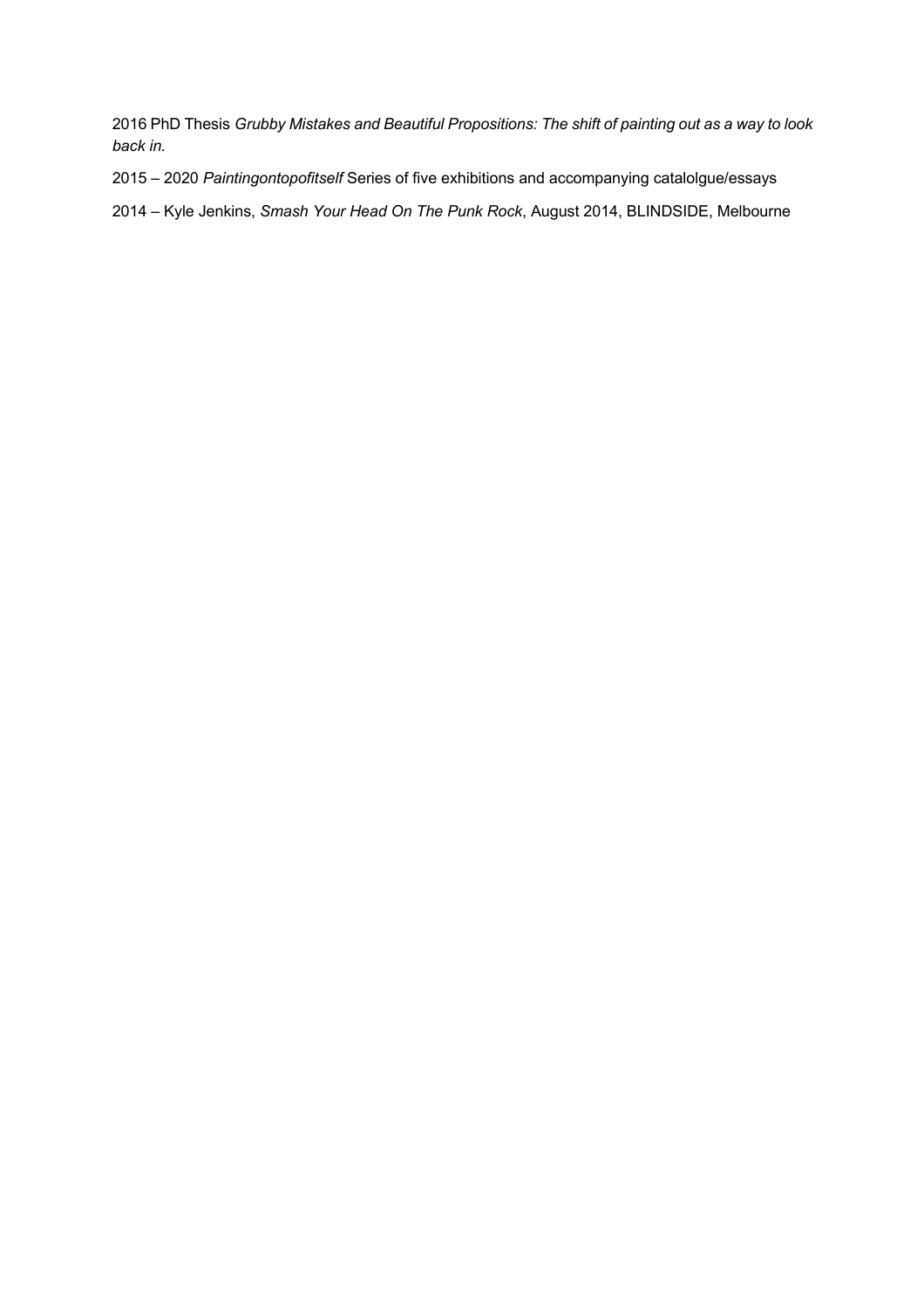2016 PhD Thesis *Grubby Mistakes and Beautiful Propositions: The shift of painting out as a way to look back in.*

2015 – 2020 *Paintingontopofitself* Series of five exhibitions and accompanying catalolgue/essays

2014 – Kyle Jenkins, *Smash Your Head On The Punk Rock*, August 2014, BLINDSIDE, Melbourne